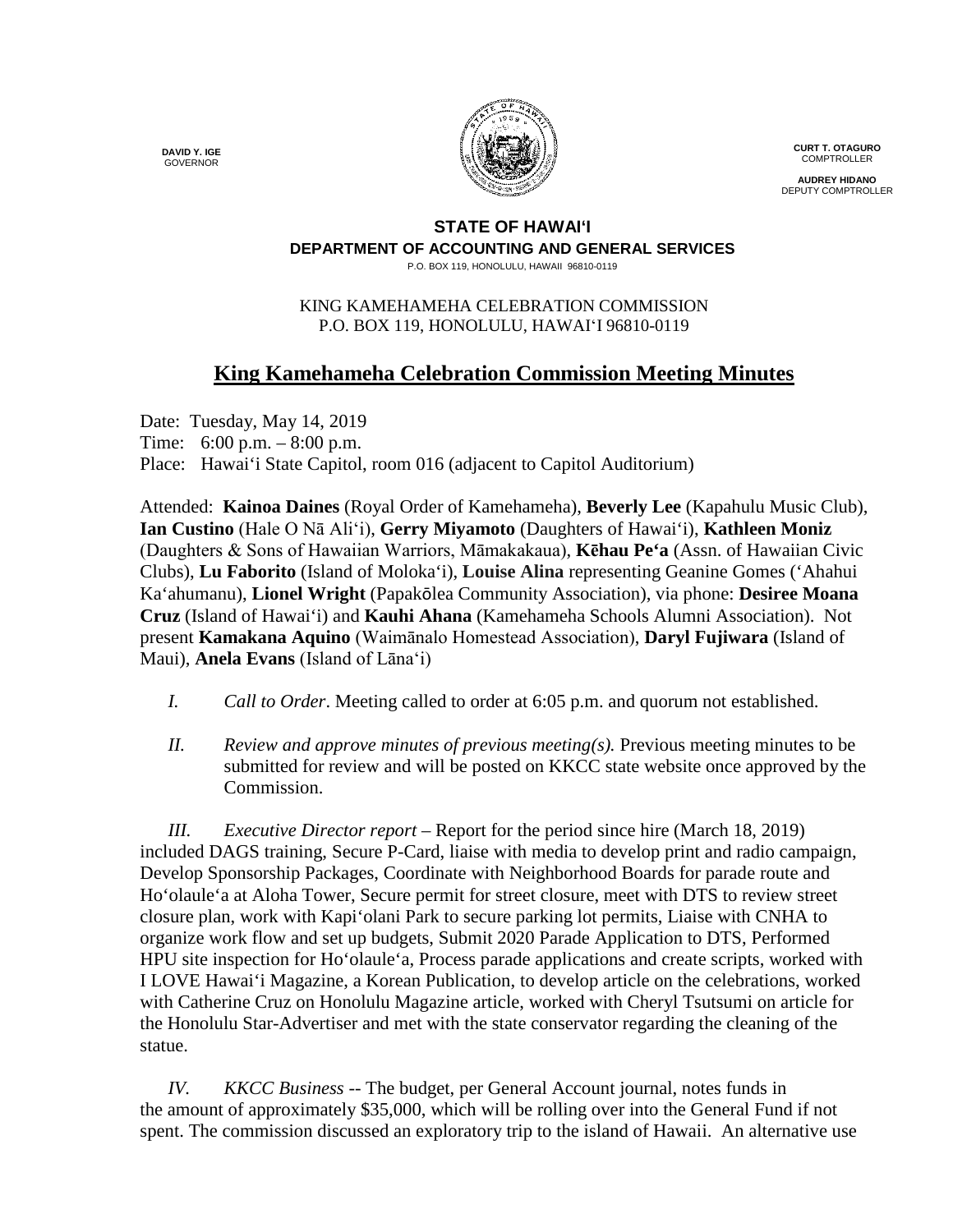**DAVID Y. IGE**
GOVERNOR

**CURT T. OTAGURO**
COMPTROLLER

**AUDREY HIDANO**
DEPUTY COMPTROLLER

**STATE OF HAWAIʻI**
**DEPARTMENT OF ACCOUNTING AND GENERAL SERVICES**
P.O. BOX 119, HONOLULU, HAWAII 96810-0119

KING KAMEHAMEHA CELEBRATION COMMISSION
P.O. BOX 119, HONOLULU, HAWAIʻI 96810-0119

# King Kamehameha Celebration Commission Meeting Minutes

Date: Tuesday, May 14, 2019
Time: 6:00 p.m. – 8:00 p.m.
Place: Hawaiʻi State Capitol, room 016 (adjacent to Capitol Auditorium)

Attended: **Kainoa Daines** (Royal Order of Kamehameha), **Beverly Lee** (Kapahulu Music Club), **Ian Custino** (Hale O Nā Aliʻi), **Gerry Miyamoto** (Daughters of Hawaiʻi), **Kathleen Moniz** (Daughters & Sons of Hawaiian Warriors, Māmakakaua), **Kēhau Peʻa** (Assn. of Hawaiian Civic Clubs), **Lu Faborito** (Island of Molokaʻi), **Louise Alina** representing Geanine Gomes (ʻAhahui Kaʻahumanu), **Lionel Wright** (Papakōlea Community Association), via phone: **Desiree Moana Cruz** (Island of Hawaiʻi) and **Kauhi Ahana** (Kamehameha Schools Alumni Association). Not present **Kamakana Aquino** (Waimānalo Homestead Association), **Daryl Fujiwara** (Island of Maui), **Anela Evans** (Island of Lānaʻi)

*I.* *Call to Order*. Meeting called to order at 6:05 p.m. and quorum not established.

*II.* *Review and approve minutes of previous meeting(s).* Previous meeting minutes to be submitted for review and will be posted on KKCC state website once approved by the Commission.

*III.* *Executive Director report* – Report for the period since hire (March 18, 2019) included DAGS training, Secure P-Card, liaise with media to develop print and radio campaign, Develop Sponsorship Packages, Coordinate with Neighborhood Boards for parade route and Hoʻolauleʻa at Aloha Tower, Secure permit for street closure, meet with DTS to review street closure plan, work with Kapiʻolani Park to secure parking lot permits, Liaise with CNHA to organize work flow and set up budgets, Submit 2020 Parade Application to DTS, Performed HPU site inspection for Hoʻolauleʻa, Process parade applications and create scripts, worked with I LOVE Hawaiʻi Magazine, a Korean Publication, to develop article on the celebrations, worked with Catherine Cruz on Honolulu Magazine article, worked with Cheryl Tsutsumi on article for the Honolulu Star-Advertiser and met with the state conservator regarding the cleaning of the statue.

*IV.* *KKCC Business* -- The budget, per General Account journal, notes funds in the amount of approximately $35,000, which will be rolling over into the General Fund if not spent. The commission discussed an exploratory trip to the island of Hawaii. An alternative use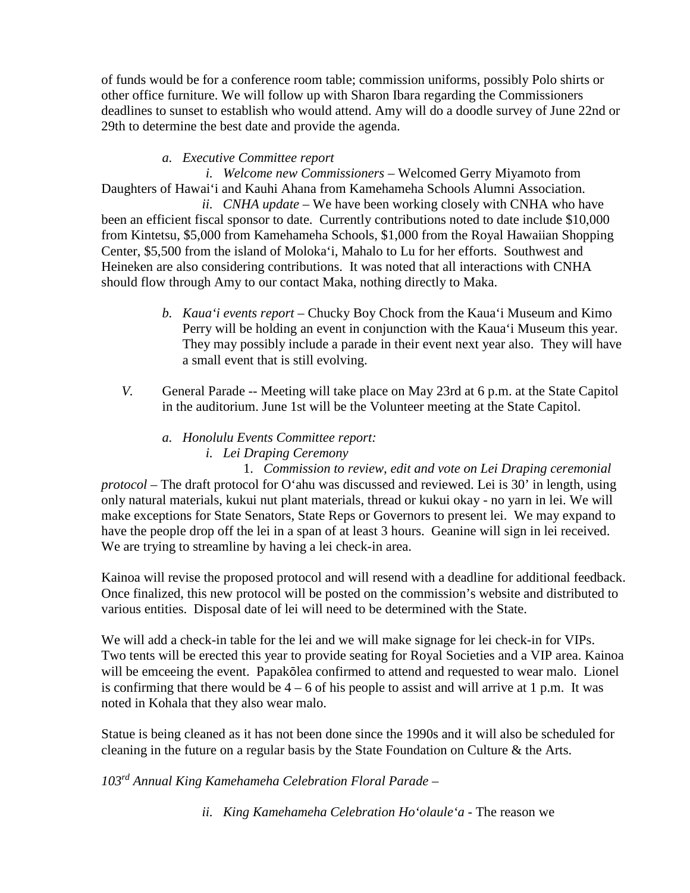of funds would be for a conference room table; commission uniforms, possibly Polo shirts or other office furniture. We will follow up with Sharon Ibara regarding the Commissioners deadlines to sunset to establish who would attend. Amy will do a doodle survey of June 22nd or 29th to determine the best date and provide the agenda.

*a. Executive Committee report*

*i. Welcome new Commissioners* – Welcomed Gerry Miyamoto from Daughters of Hawaiʻi and Kauhi Ahana from Kamehameha Schools Alumni Association.

*ii. CNHA update* – We have been working closely with CNHA who have been an efficient fiscal sponsor to date. Currently contributions noted to date include $10,000 from Kintetsu, $5,000 from Kamehameha Schools, $1,000 from the Royal Hawaiian Shopping Center, $5,500 from the island of Molokaʻi, Mahalo to Lu for her efforts. Southwest and Heineken are also considering contributions. It was noted that all interactions with CNHA should flow through Amy to our contact Maka, nothing directly to Maka.

*b. Kauaʻi events report* – Chucky Boy Chock from the Kauaʻi Museum and Kimo Perry will be holding an event in conjunction with the Kauaʻi Museum this year. They may possibly include a parade in their event next year also. They will have a small event that is still evolving.

*V.* General Parade -- Meeting will take place on May 23rd at 6 p.m. at the State Capitol in the auditorium. June 1st will be the Volunteer meeting at the State Capitol.

*a. Honolulu Events Committee report:*

*i. Lei Draping Ceremony*

1. *Commission to review, edit and vote on Lei Draping ceremonial protocol* – The draft protocol for Oʻahu was discussed and reviewed. Lei is 30' in length, using only natural materials, kukui nut plant materials, thread or kukui okay - no yarn in lei. We will make exceptions for State Senators, State Reps or Governors to present lei. We may expand to have the people drop off the lei in a span of at least 3 hours. Geanine will sign in lei received. We are trying to streamline by having a lei check-in area.

Kainoa will revise the proposed protocol and will resend with a deadline for additional feedback. Once finalized, this new protocol will be posted on the commission's website and distributed to various entities. Disposal date of lei will need to be determined with the State.

We will add a check-in table for the lei and we will make signage for lei check-in for VIPs. Two tents will be erected this year to provide seating for Royal Societies and a VIP area. Kainoa will be emceeing the event. Papakōlea confirmed to attend and requested to wear malo. Lionel is confirming that there would be 4 – 6 of his people to assist and will arrive at 1 p.m. It was noted in Kohala that they also wear malo.

Statue is being cleaned as it has not been done since the 1990s and it will also be scheduled for cleaning in the future on a regular basis by the State Foundation on Culture & the Arts.

*103rd Annual King Kamehameha Celebration Floral Parade* –

*ii. King Kamehameha Celebration Hoʻolauleʻa* - The reason we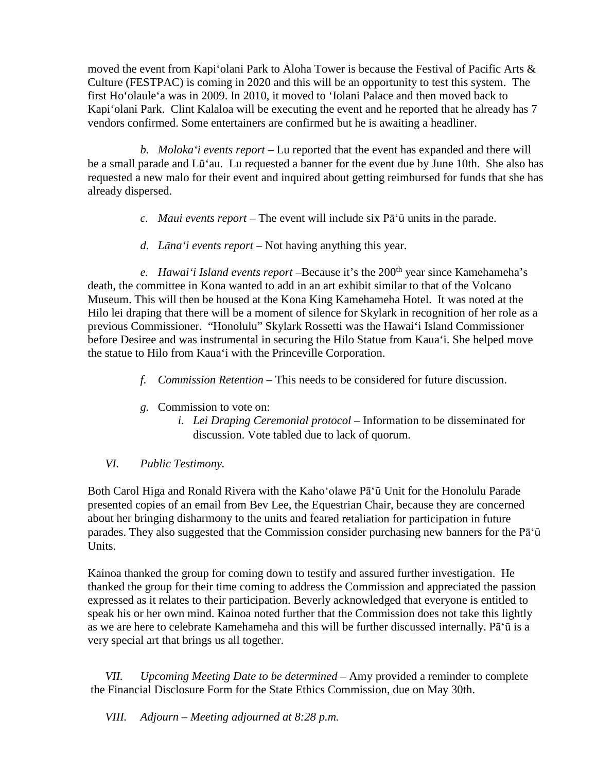moved the event from Kapiʻolani Park to Aloha Tower is because the Festival of Pacific Arts & Culture (FESTPAC) is coming in 2020 and this will be an opportunity to test this system. The first Hoʻolauleʻa was in 2009. In 2010, it moved to ʻIolani Palace and then moved back to Kapiʻolani Park. Clint Kalaloa will be executing the event and he reported that he already has 7 vendors confirmed. Some entertainers are confirmed but he is awaiting a headliner.

*b. Molokaʻi events report* – Lu reported that the event has expanded and there will be a small parade and Lūʻau. Lu requested a banner for the event due by June 10th. She also has requested a new malo for their event and inquired about getting reimbursed for funds that she has already dispersed.

*c. Maui events report* – The event will include six Pāʻū units in the parade.

*d. Lānaʻi events report* – Not having anything this year.

*e. Hawaiʻi Island events report* –Because it's the 200th year since Kamehameha's death, the committee in Kona wanted to add in an art exhibit similar to that of the Volcano Museum. This will then be housed at the Kona King Kamehameha Hotel. It was noted at the Hilo lei draping that there will be a moment of silence for Skylark in recognition of her role as a previous Commissioner. "Honolulu" Skylark Rossetti was the Hawaiʻi Island Commissioner before Desiree and was instrumental in securing the Hilo Statue from Kauaʻi. She helped move the statue to Hilo from Kauaʻi with the Princeville Corporation.

*f. Commission Retention* – This needs to be considered for future discussion.

*g.* Commission to vote on:

*i. Lei Draping Ceremonial protocol* – Information to be disseminated for discussion. Vote tabled due to lack of quorum.

*VI. Public Testimony.*

Both Carol Higa and Ronald Rivera with the Kahoʻolawe Pāʻū Unit for the Honolulu Parade presented copies of an email from Bev Lee, the Equestrian Chair, because they are concerned about her bringing disharmony to the units and feared retaliation for participation in future parades. They also suggested that the Commission consider purchasing new banners for the Pāʻū Units.

Kainoa thanked the group for coming down to testify and assured further investigation. He thanked the group for their time coming to address the Commission and appreciated the passion expressed as it relates to their participation. Beverly acknowledged that everyone is entitled to speak his or her own mind. Kainoa noted further that the Commission does not take this lightly as we are here to celebrate Kamehameha and this will be further discussed internally. Pāʻū is a very special art that brings us all together.

*VII. Upcoming Meeting Date to be determined* – Amy provided a reminder to complete the Financial Disclosure Form for the State Ethics Commission, due on May 30th.

*VIII. Adjourn – Meeting adjourned at 8:28 p.m.*